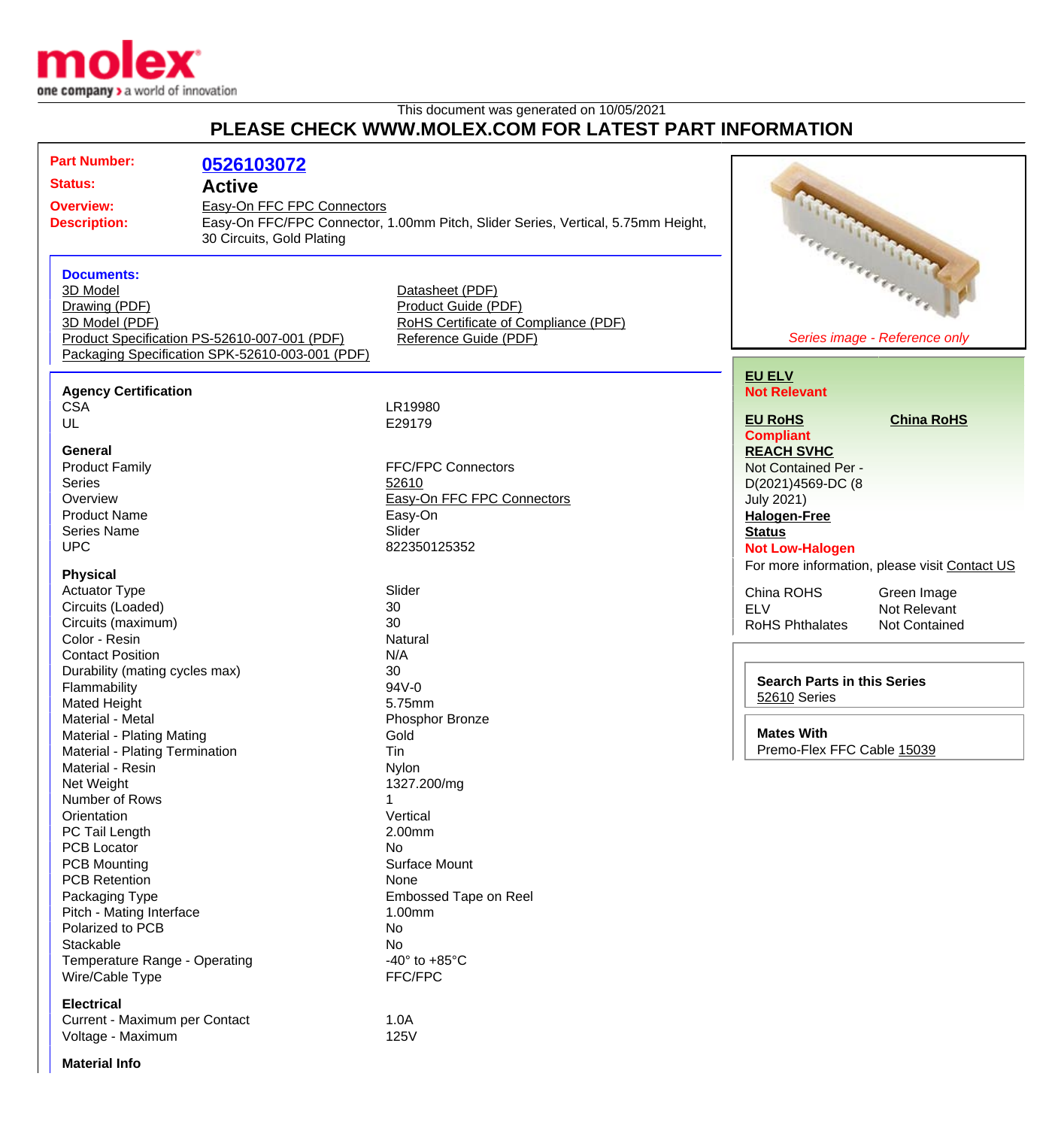This document was generated on 10/05/2021

# PLEASE CHECK WWW.MOLEX.COM FOR LATEST PART INFORMATION

**Part Number:** 0526103072

**Status:** Active

**Overview:** Easy-On FFC FPC Connectors

**Description:** Easy-On FFC/FPC Connector, 1.00mm Pitch, Slider Series, Vertical, 5.75mm Height, 30 Circuits, Gold Plating

*Series image - Reference only*

### Documents:

- 3D Model
- Drawing (PDF)
- 3D Model (PDF)
- Product Specification PS-52610-007-001 (PDF)
- Packaging Specification SPK-52610-003-001 (PDF)
- Datasheet (PDF)
- Product Guide (PDF)
- RoHS Certificate of Compliance (PDF)
- Reference Guide (PDF)

**EU ELV**
Not Relevant

**EU RoHS**
Compliant

**China RoHS**

**REACH SVHC**
Not Contained Per - D(2021)4569-DC (8 July 2021)

**Halogen-Free Status**
Not Low-Halogen

For more information, please visit Contact US

| | |
|---|---|
| China ROHS | Green Image |
| ELV | Not Relevant |
| RoHS Phthalates | Not Contained |

**Search Parts in this Series**
52610 Series

**Mates With**
Premo-Flex FFC Cable 15039

### Agency Certification

| | |
|---|---|
| CSA | LR19980 |
| UL | E29179 |

### General

| | |
|---|---|
| Product Family | FFC/FPC Connectors |
| Series | 52610 |
| Overview | Easy-On FFC FPC Connectors |
| Product Name | Easy-On |
| Series Name | Slider |
| UPC | 822350125352 |

### Physical

| | |
|---|---|
| Actuator Type | Slider |
| Circuits (Loaded) | 30 |
| Circuits (maximum) | 30 |
| Color - Resin | Natural |
| Contact Position | N/A |
| Durability (mating cycles max) | 30 |
| Flammability | 94V-0 |
| Mated Height | 5.75mm |
| Material - Metal | Phosphor Bronze |
| Material - Plating Mating | Gold |
| Material - Plating Termination | Tin |
| Material - Resin | Nylon |
| Net Weight | 1327.200/mg |
| Number of Rows | 1 |
| Orientation | Vertical |
| PC Tail Length | 2.00mm |
| PCB Locator | No |
| PCB Mounting | Surface Mount |
| PCB Retention | None |
| Packaging Type | Embossed Tape on Reel |
| Pitch - Mating Interface | 1.00mm |
| Polarized to PCB | No |
| Stackable | No |
| Temperature Range - Operating | -40° to +85°C |
| Wire/Cable Type | FFC/FPC |

### Electrical

| | |
|---|---|
| Current - Maximum per Contact | 1.0A |
| Voltage - Maximum | 125V |

### Material Info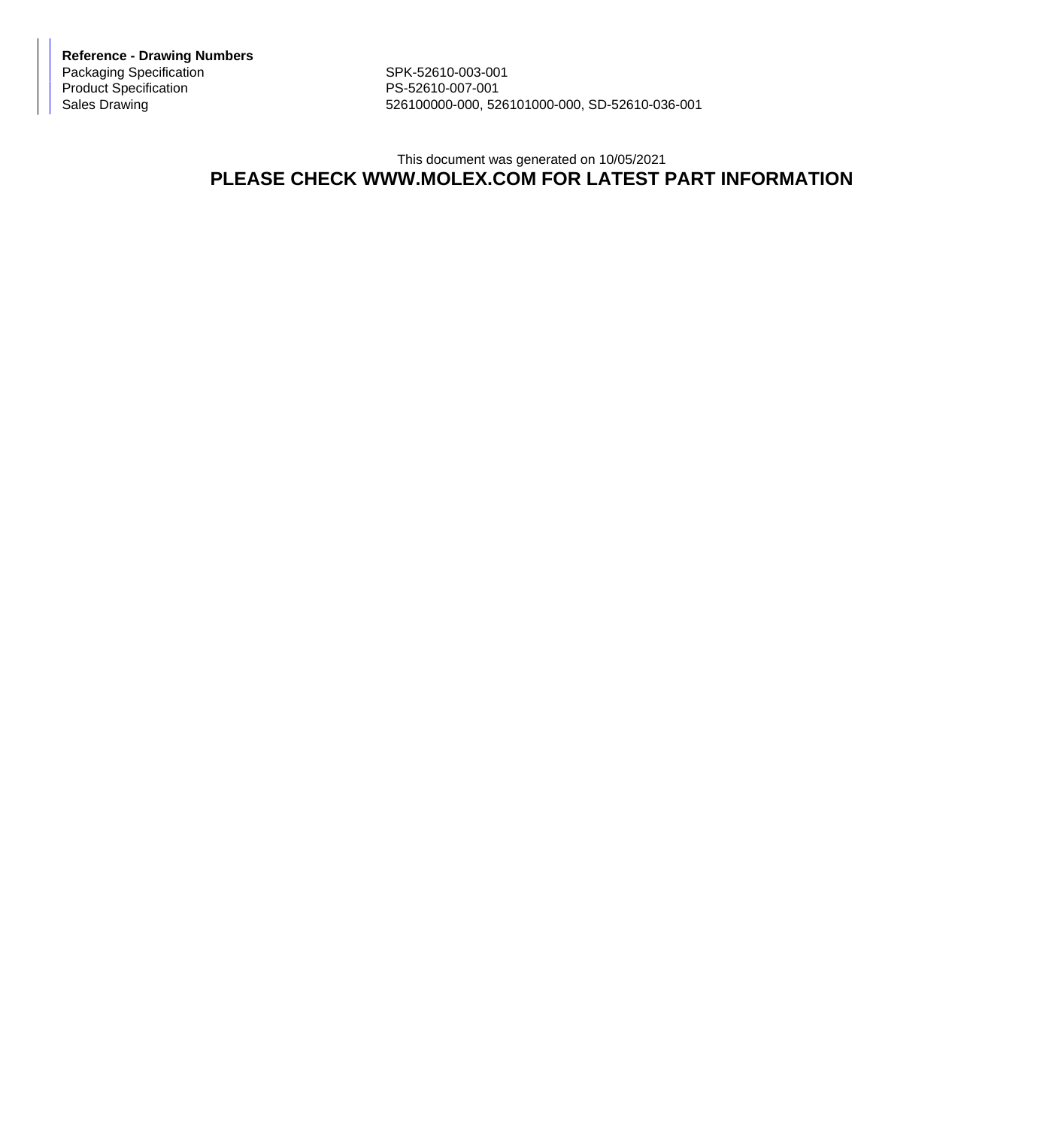**Reference - Drawing Numbers**

| | |
|---|---|
| Packaging Specification | SPK-52610-003-001 |
| Product Specification | PS-52610-007-001 |
| Sales Drawing | 526100000-000, 526101000-000, SD-52610-036-001 |

This document was generated on 10/05/2021

**PLEASE CHECK WWW.MOLEX.COM FOR LATEST PART INFORMATION**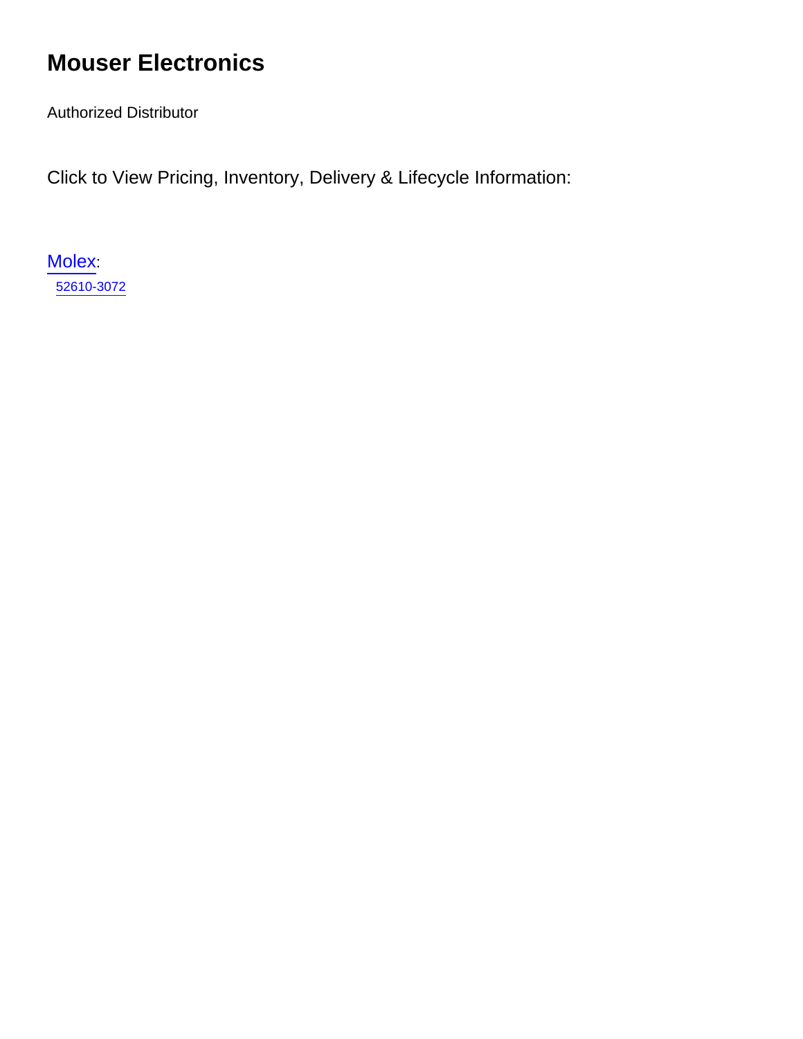# Mouser Electronics

Authorized Distributor

Click to View Pricing, Inventory, Delivery & Lifecycle Information:

Molex:

52610-3072